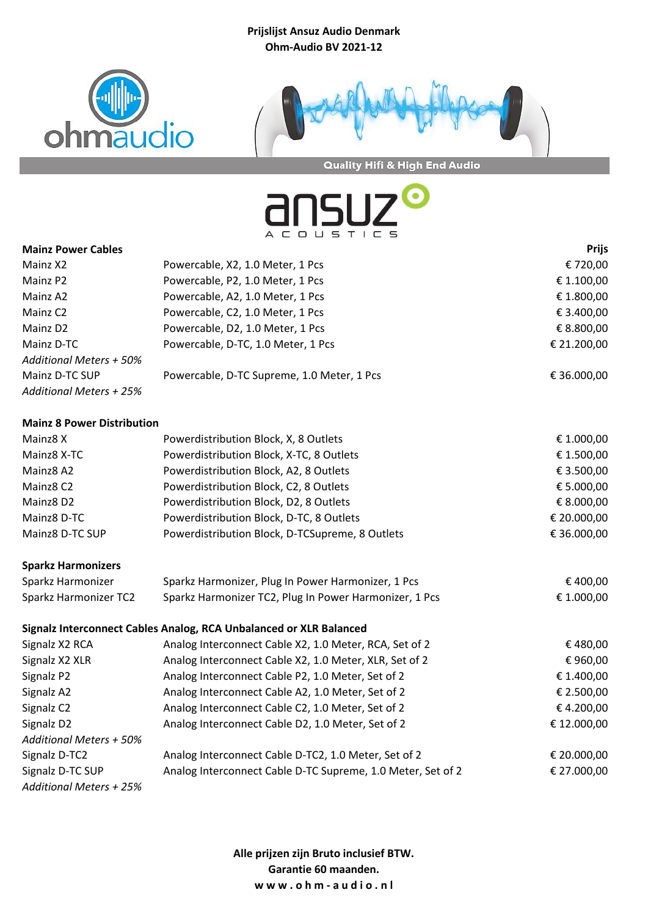**Prijslijst Ansuz Audio Denmark**
**Ohm-Audio BV 2021-12**

Quality Hifi & High End Audio

| **Mainz Power Cables** | | **Prijs** |
|---|---|---|
| Mainz X2 | Powercable, X2, 1.0 Meter, 1 Pcs | € 720,00 |
| Mainz P2 | Powercable, P2, 1.0 Meter, 1 Pcs | € 1.100,00 |
| Mainz A2 | Powercable, A2, 1.0 Meter, 1 Pcs | € 1.800,00 |
| Mainz C2 | Powercable, C2, 1.0 Meter, 1 Pcs | € 3.400,00 |
| Mainz D2 | Powercable, D2, 1.0 Meter, 1 Pcs | € 8.800,00 |
| Mainz D-TC | Powercable, D-TC, 1.0 Meter, 1 Pcs | € 21.200,00 |
| *Additional Meters + 50%* | | |
| Mainz D-TC SUP | Powercable, D-TC Supreme, 1.0 Meter, 1 Pcs | € 36.000,00 |
| *Additional Meters + 25%* | | |

| **Mainz 8 Power Distribution** | | |
|---|---|---|
| Mainz8 X | Powerdistribution Block, X, 8 Outlets | € 1.000,00 |
| Mainz8 X-TC | Powerdistribution Block, X-TC, 8 Outlets | € 1.500,00 |
| Mainz8 A2 | Powerdistribution Block, A2, 8 Outlets | € 3.500,00 |
| Mainz8 C2 | Powerdistribution Block, C2, 8 Outlets | € 5.000,00 |
| Mainz8 D2 | Powerdistribution Block, D2, 8 Outlets | € 8.000,00 |
| Mainz8 D-TC | Powerdistribution Block, D-TC, 8 Outlets | € 20.000,00 |
| Mainz8 D-TC SUP | Powerdistribution Block, D-TCSupreme, 8 Outlets | € 36.000,00 |

| **Sparkz Harmonizers** | | |
|---|---|---|
| Sparkz Harmonizer | Sparkz Harmonizer, Plug In Power Harmonizer, 1 Pcs | € 400,00 |
| Sparkz Harmonizer TC2 | Sparkz Harmonizer TC2, Plug In Power Harmonizer, 1 Pcs | € 1.000,00 |

| **Signalz Interconnect Cables Analog, RCA Unbalanced or XLR Balanced** | | |
|---|---|---|
| Signalz X2 RCA | Analog Interconnect Cable X2, 1.0 Meter, RCA, Set of 2 | € 480,00 |
| Signalz X2 XLR | Analog Interconnect Cable X2, 1.0 Meter, XLR, Set of 2 | € 960,00 |
| Signalz P2 | Analog Interconnect Cable P2, 1.0 Meter, Set of 2 | € 1.400,00 |
| Signalz A2 | Analog Interconnect Cable A2, 1.0 Meter, Set of 2 | € 2.500,00 |
| Signalz C2 | Analog Interconnect Cable C2, 1.0 Meter, Set of 2 | € 4.200,00 |
| Signalz D2 | Analog Interconnect Cable D2, 1.0 Meter, Set of 2 | € 12.000,00 |
| *Additional Meters + 50%* | | |
| Signalz D-TC2 | Analog Interconnect Cable D-TC2, 1.0 Meter, Set of 2 | € 20.000,00 |
| Signalz D-TC SUP | Analog Interconnect Cable D-TC Supreme, 1.0 Meter, Set of 2 | € 27.000,00 |
| *Additional Meters + 25%* | | |

**Alle prijzen zijn Bruto inclusief BTW.**
**Garantie 60 maanden.**
**www.ohm-audio.nl**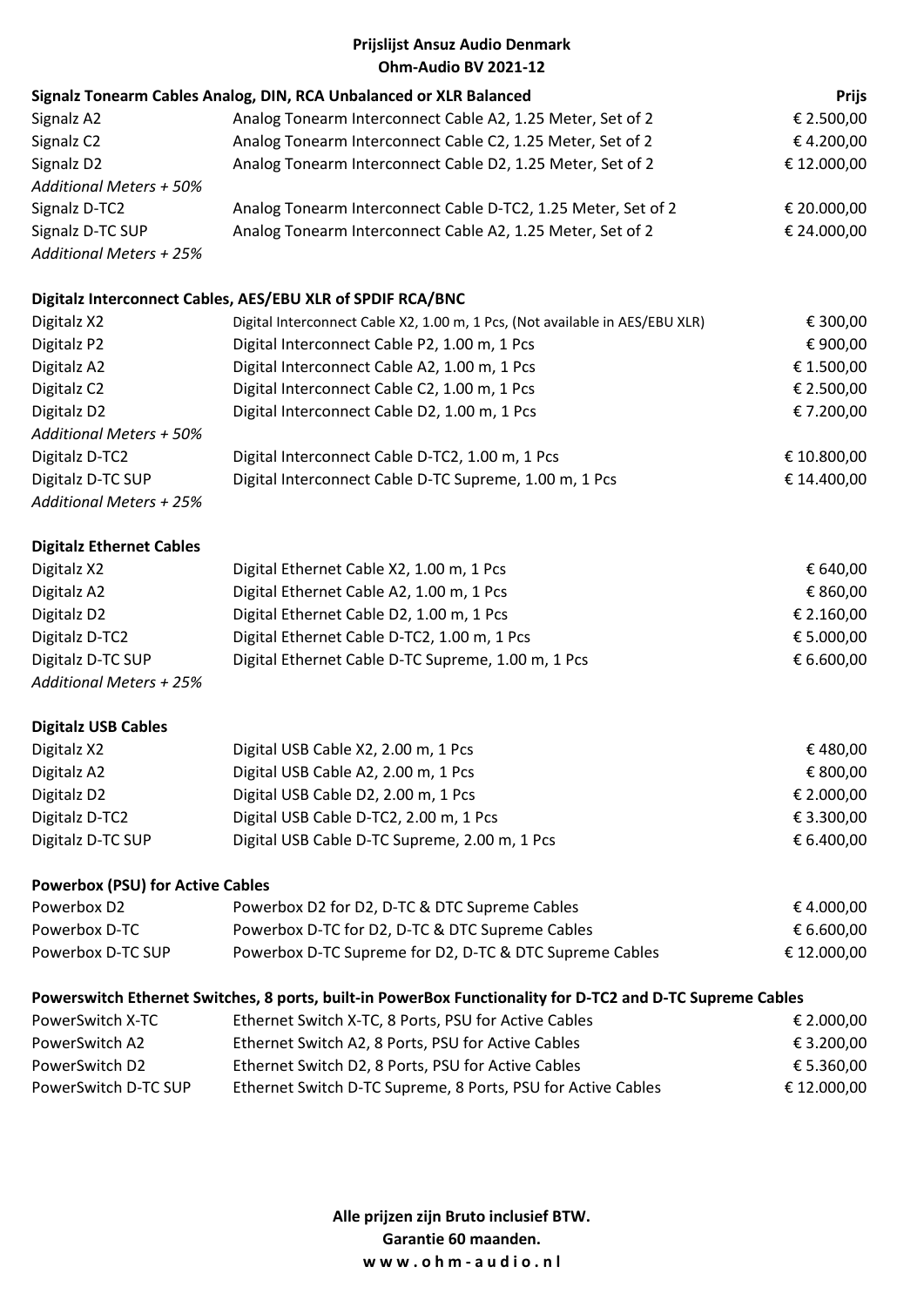**Prijslijst Ansuz Audio Denmark**
**Ohm-Audio BV 2021-12**

| **Signalz Tonearm Cables Analog, DIN, RCA Unbalanced or XLR Balanced** | | **Prijs** |
|---|---|---|
| Signalz A2 | Analog Tonearm Interconnect Cable A2, 1.25 Meter, Set of 2 | € 2.500,00 |
| Signalz C2 | Analog Tonearm Interconnect Cable C2, 1.25 Meter, Set of 2 | € 4.200,00 |
| Signalz D2 | Analog Tonearm Interconnect Cable D2, 1.25 Meter, Set of 2 | € 12.000,00 |
| *Additional Meters + 50%* | | |
| Signalz D-TC2 | Analog Tonearm Interconnect Cable D-TC2, 1.25 Meter, Set of 2 | € 20.000,00 |
| Signalz D-TC SUP | Analog Tonearm Interconnect Cable A2, 1.25 Meter, Set of 2 | € 24.000,00 |
| *Additional Meters + 25%* | | |

| **Digitalz Interconnect Cables, AES/EBU XLR of SPDIF RCA/BNC** | | |
|---|---|---|
| Digitalz X2 | Digital Interconnect Cable X2, 1.00 m, 1 Pcs, (Not available in AES/EBU XLR) | € 300,00 |
| Digitalz P2 | Digital Interconnect Cable P2, 1.00 m, 1 Pcs | € 900,00 |
| Digitalz A2 | Digital Interconnect Cable A2, 1.00 m, 1 Pcs | € 1.500,00 |
| Digitalz C2 | Digital Interconnect Cable C2, 1.00 m, 1 Pcs | € 2.500,00 |
| Digitalz D2 | Digital Interconnect Cable D2, 1.00 m, 1 Pcs | € 7.200,00 |
| *Additional Meters + 50%* | | |
| Digitalz D-TC2 | Digital Interconnect Cable D-TC2, 1.00 m, 1 Pcs | € 10.800,00 |
| Digitalz D-TC SUP | Digital Interconnect Cable D-TC Supreme, 1.00 m, 1 Pcs | € 14.400,00 |
| *Additional Meters + 25%* | | |

| **Digitalz Ethernet Cables** | | |
|---|---|---|
| Digitalz X2 | Digital Ethernet Cable X2, 1.00 m, 1 Pcs | € 640,00 |
| Digitalz A2 | Digital Ethernet Cable A2, 1.00 m, 1 Pcs | € 860,00 |
| Digitalz D2 | Digital Ethernet Cable D2, 1.00 m, 1 Pcs | € 2.160,00 |
| Digitalz D-TC2 | Digital Ethernet Cable D-TC2, 1.00 m, 1 Pcs | € 5.000,00 |
| Digitalz D-TC SUP | Digital Ethernet Cable D-TC Supreme, 1.00 m, 1 Pcs | € 6.600,00 |
| *Additional Meters + 25%* | | |

| **Digitalz USB Cables** | | |
|---|---|---|
| Digitalz X2 | Digital USB Cable X2, 2.00 m, 1 Pcs | € 480,00 |
| Digitalz A2 | Digital USB Cable A2, 2.00 m, 1 Pcs | € 800,00 |
| Digitalz D2 | Digital USB Cable D2, 2.00 m, 1 Pcs | € 2.000,00 |
| Digitalz D-TC2 | Digital USB Cable D-TC2, 2.00 m, 1 Pcs | € 3.300,00 |
| Digitalz D-TC SUP | Digital USB Cable D-TC Supreme, 2.00 m, 1 Pcs | € 6.400,00 |

| **Powerbox (PSU) for Active Cables** | | |
|---|---|---|
| Powerbox D2 | Powerbox D2 for D2, D-TC & DTC Supreme Cables | € 4.000,00 |
| Powerbox D-TC | Powerbox D-TC for D2, D-TC & DTC Supreme Cables | € 6.600,00 |
| Powerbox D-TC SUP | Powerbox D-TC Supreme for D2, D-TC & DTC Supreme Cables | € 12.000,00 |

| **Powerswitch Ethernet Switches, 8 ports, built-in PowerBox Functionality for D-TC2 and D-TC Supreme Cables** | | |
|---|---|---|
| PowerSwitch X-TC | Ethernet Switch X-TC, 8 Ports, PSU for Active Cables | € 2.000,00 |
| PowerSwitch A2 | Ethernet Switch A2, 8 Ports, PSU for Active Cables | € 3.200,00 |
| PowerSwitch D2 | Ethernet Switch D2, 8 Ports, PSU for Active Cables | € 5.360,00 |
| PowerSwitch D-TC SUP | Ethernet Switch D-TC Supreme, 8 Ports, PSU for Active Cables | € 12.000,00 |

**Alle prijzen zijn Bruto inclusief BTW.**
**Garantie 60 maanden.**
**www.ohm-audio.nl**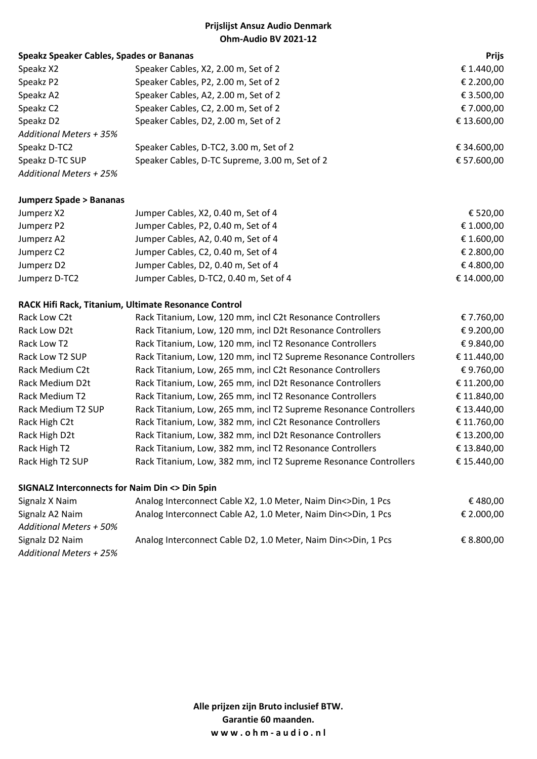**Prijslijst Ansuz Audio Denmark**
**Ohm-Audio BV 2021-12**

| **Speakz Speaker Cables, Spades or Bananas** | | **Prijs** |
|---|---|---|
| Speakz X2 | Speaker Cables, X2, 2.00 m, Set of 2 | € 1.440,00 |
| Speakz P2 | Speaker Cables, P2, 2.00 m, Set of 2 | € 2.200,00 |
| Speakz A2 | Speaker Cables, A2, 2.00 m, Set of 2 | € 3.500,00 |
| Speakz C2 | Speaker Cables, C2, 2.00 m, Set of 2 | € 7.000,00 |
| Speakz D2 | Speaker Cables, D2, 2.00 m, Set of 2 | € 13.600,00 |
| *Additional Meters + 35%* | | |
| Speakz D-TC2 | Speaker Cables, D-TC2, 3.00 m, Set of 2 | € 34.600,00 |
| Speakz D-TC SUP | Speaker Cables, D-TC Supreme, 3.00 m, Set of 2 | € 57.600,00 |
| *Additional Meters + 25%* | | |
| | | |
| **Jumperz Spade > Bananas** | | |
| Jumperz X2 | Jumper Cables, X2, 0.40 m, Set of 4 | € 520,00 |
| Jumperz P2 | Jumper Cables, P2, 0.40 m, Set of 4 | € 1.000,00 |
| Jumperz A2 | Jumper Cables, A2, 0.40 m, Set of 4 | € 1.600,00 |
| Jumperz C2 | Jumper Cables, C2, 0.40 m, Set of 4 | € 2.800,00 |
| Jumperz D2 | Jumper Cables, D2, 0.40 m, Set of 4 | € 4.800,00 |
| Jumperz D-TC2 | Jumper Cables, D-TC2, 0.40 m, Set of 4 | € 14.000,00 |
| | | |
| **RACK Hifi Rack, Titanium, Ultimate Resonance Control** | | |
| Rack Low C2t | Rack Titanium, Low, 120 mm, incl C2t Resonance Controllers | € 7.760,00 |
| Rack Low D2t | Rack Titanium, Low, 120 mm, incl D2t Resonance Controllers | € 9.200,00 |
| Rack Low T2 | Rack Titanium, Low, 120 mm, incl T2 Resonance Controllers | € 9.840,00 |
| Rack Low T2 SUP | Rack Titanium, Low, 120 mm, incl T2 Supreme Resonance Controllers | € 11.440,00 |
| Rack Medium C2t | Rack Titanium, Low, 265 mm, incl C2t Resonance Controllers | € 9.760,00 |
| Rack Medium D2t | Rack Titanium, Low, 265 mm, incl D2t Resonance Controllers | € 11.200,00 |
| Rack Medium T2 | Rack Titanium, Low, 265 mm, incl T2 Resonance Controllers | € 11.840,00 |
| Rack Medium T2 SUP | Rack Titanium, Low, 265 mm, incl T2 Supreme Resonance Controllers | € 13.440,00 |
| Rack High C2t | Rack Titanium, Low, 382 mm, incl C2t Resonance Controllers | € 11.760,00 |
| Rack High D2t | Rack Titanium, Low, 382 mm, incl D2t Resonance Controllers | € 13.200,00 |
| Rack High T2 | Rack Titanium, Low, 382 mm, incl T2 Resonance Controllers | € 13.840,00 |
| Rack High T2 SUP | Rack Titanium, Low, 382 mm, incl T2 Supreme Resonance Controllers | € 15.440,00 |
| | | |
| **SIGNALZ Interconnects for Naim Din <> Din 5pin** | | |
| Signalz X Naim | Analog Interconnect Cable X2, 1.0 Meter, Naim Din<>Din, 1 Pcs | € 480,00 |
| Signalz A2 Naim | Analog Interconnect Cable A2, 1.0 Meter, Naim Din<>Din, 1 Pcs | € 2.000,00 |
| *Additional Meters + 50%* | | |
| Signalz D2 Naim | Analog Interconnect Cable D2, 1.0 Meter, Naim Din<>Din, 1 Pcs | € 8.800,00 |
| *Additional Meters + 25%* | | |

**Alle prijzen zijn Bruto inclusief BTW.**
**Garantie 60 maanden.**
**www.ohm-audio.nl**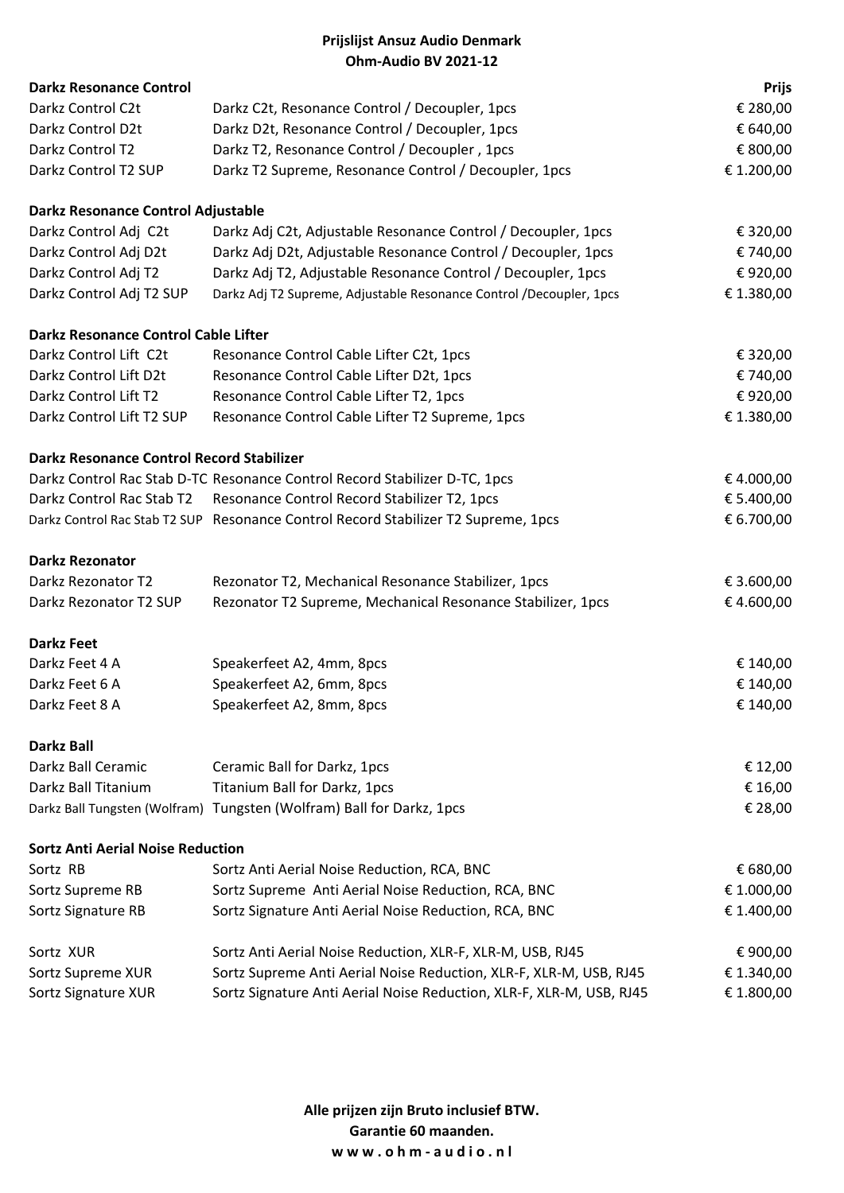**Prijslijst Ansuz Audio Denmark**
**Ohm-Audio BV 2021-12**

| **Darkz Resonance Control** | | **Prijs** |
|---|---|---|
| Darkz Control C2t | Darkz C2t, Resonance Control / Decoupler, 1pcs | € 280,00 |
| Darkz Control D2t | Darkz D2t, Resonance Control / Decoupler, 1pcs | € 640,00 |
| Darkz Control T2 | Darkz T2, Resonance Control / Decoupler , 1pcs | € 800,00 |
| Darkz Control T2 SUP | Darkz T2 Supreme, Resonance Control / Decoupler, 1pcs | € 1.200,00 |
| | | |
| **Darkz Resonance Control Adjustable** | | |
| Darkz Control Adj C2t | Darkz Adj C2t, Adjustable Resonance Control / Decoupler, 1pcs | € 320,00 |
| Darkz Control Adj D2t | Darkz Adj D2t, Adjustable Resonance Control / Decoupler, 1pcs | € 740,00 |
| Darkz Control Adj T2 | Darkz Adj T2, Adjustable Resonance Control / Decoupler, 1pcs | € 920,00 |
| Darkz Control Adj T2 SUP | Darkz Adj T2 Supreme, Adjustable Resonance Control /Decoupler, 1pcs | € 1.380,00 |
| | | |
| **Darkz Resonance Control Cable Lifter** | | |
| Darkz Control Lift C2t | Resonance Control Cable Lifter C2t, 1pcs | € 320,00 |
| Darkz Control Lift D2t | Resonance Control Cable Lifter D2t, 1pcs | € 740,00 |
| Darkz Control Lift T2 | Resonance Control Cable Lifter T2, 1pcs | € 920,00 |
| Darkz Control Lift T2 SUP | Resonance Control Cable Lifter T2 Supreme, 1pcs | € 1.380,00 |
| | | |
| **Darkz Resonance Control Record Stabilizer** | | |
| Darkz Control Rac Stab D-TC | Resonance Control Record Stabilizer D-TC, 1pcs | € 4.000,00 |
| Darkz Control Rac Stab T2 | Resonance Control Record Stabilizer T2, 1pcs | € 5.400,00 |
| Darkz Control Rac Stab T2 SUP | Resonance Control Record Stabilizer T2 Supreme, 1pcs | € 6.700,00 |
| | | |
| **Darkz Rezonator** | | |
| Darkz Rezonator T2 | Rezonator T2, Mechanical Resonance Stabilizer, 1pcs | € 3.600,00 |
| Darkz Rezonator T2 SUP | Rezonator T2 Supreme, Mechanical Resonance Stabilizer, 1pcs | € 4.600,00 |
| | | |
| **Darkz Feet** | | |
| Darkz Feet 4 A | Speakerfeet A2, 4mm, 8pcs | € 140,00 |
| Darkz Feet 6 A | Speakerfeet A2, 6mm, 8pcs | € 140,00 |
| Darkz Feet 8 A | Speakerfeet A2, 8mm, 8pcs | € 140,00 |
| | | |
| **Darkz Ball** | | |
| Darkz Ball Ceramic | Ceramic Ball for Darkz, 1pcs | € 12,00 |
| Darkz Ball Titanium | Titanium Ball for Darkz, 1pcs | € 16,00 |
| Darkz Ball Tungsten (Wolfram) | Tungsten (Wolfram) Ball for Darkz, 1pcs | € 28,00 |
| | | |
| **Sortz Anti Aerial Noise Reduction** | | |
| Sortz RB | Sortz Anti Aerial Noise Reduction, RCA, BNC | € 680,00 |
| Sortz Supreme RB | Sortz Supreme Anti Aerial Noise Reduction, RCA, BNC | € 1.000,00 |
| Sortz Signature RB | Sortz Signature Anti Aerial Noise Reduction, RCA, BNC | € 1.400,00 |
| | | |
| Sortz XUR | Sortz Anti Aerial Noise Reduction, XLR-F, XLR-M, USB, RJ45 | € 900,00 |
| Sortz Supreme XUR | Sortz Supreme Anti Aerial Noise Reduction, XLR-F, XLR-M, USB, RJ45 | € 1.340,00 |
| Sortz Signature XUR | Sortz Signature Anti Aerial Noise Reduction, XLR-F, XLR-M, USB, RJ45 | € 1.800,00 |

**Alle prijzen zijn Bruto inclusief BTW.**
**Garantie 60 maanden.**
**www.ohm-audio.nl**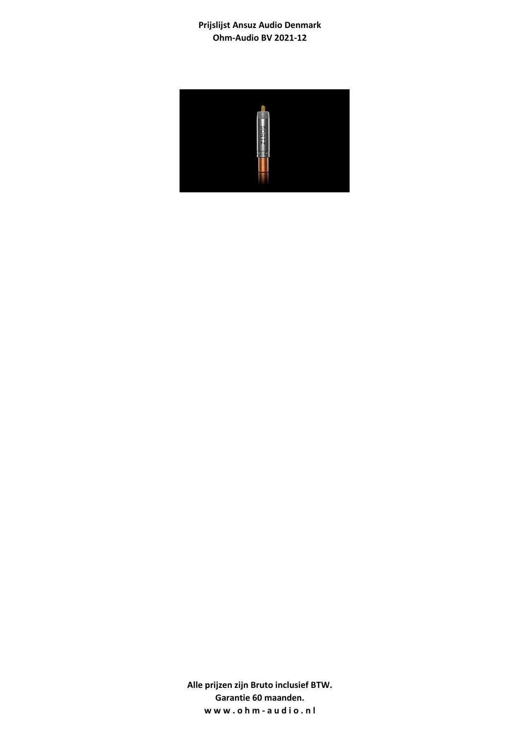**Alle prijzen zijn Bruto inclusief BTW.**
**Garantie 60 maanden.**
**w w w . o h m - a u d i o . n l**